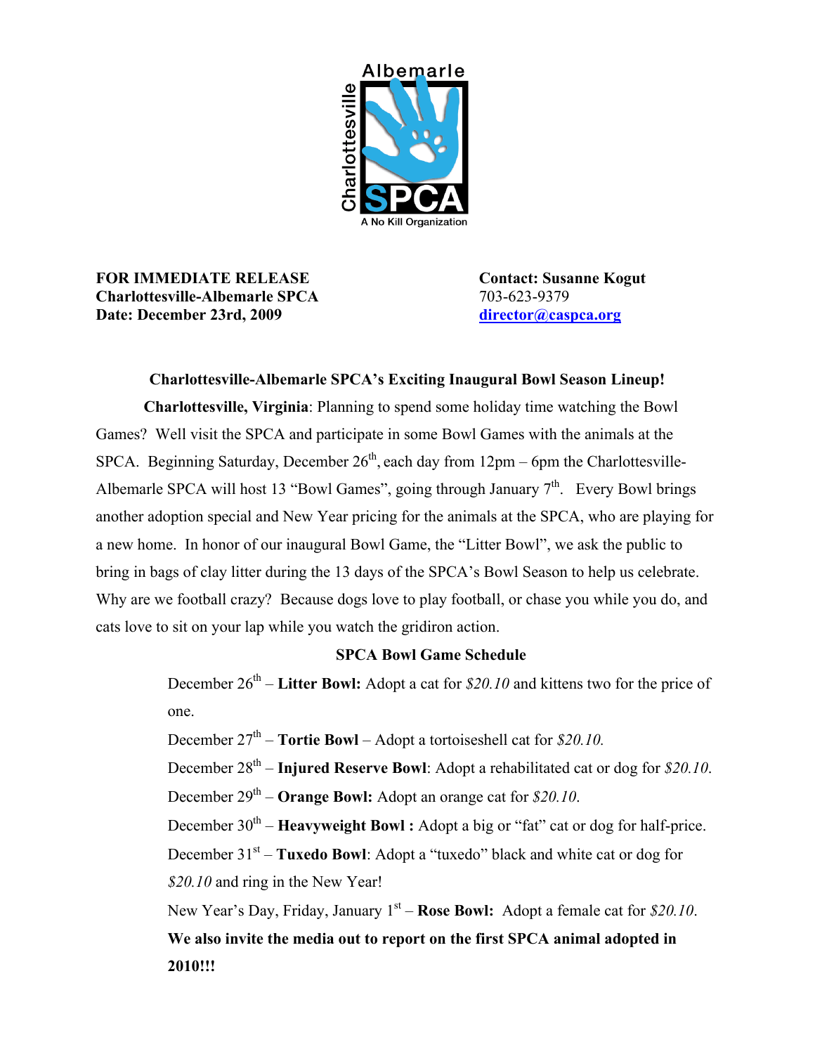Albemarle Charlottesville SPCA
A No Kill Organization

**FOR IMMEDIATE RELEASE**
**Charlottesville-Albemarle SPCA**
**Date: December 23rd, 2009**

**Contact: Susanne Kogut**
703-623-9379
director@caspca.org

**Charlottesville-Albemarle SPCA's Exciting Inaugural Bowl Season Lineup!**

**Charlottesville, Virginia**: Planning to spend some holiday time watching the Bowl Games? Well visit the SPCA and participate in some Bowl Games with the animals at the SPCA. Beginning Saturday, December 26th, each day from 12pm – 6pm the Charlottesville-Albemarle SPCA will host 13 "Bowl Games", going through January 7th. Every Bowl brings another adoption special and New Year pricing for the animals at the SPCA, who are playing for a new home. In honor of our inaugural Bowl Game, the "Litter Bowl", we ask the public to bring in bags of clay litter during the 13 days of the SPCA's Bowl Season to help us celebrate. Why are we football crazy? Because dogs love to play football, or chase you while you do, and cats love to sit on your lap while you watch the gridiron action.

**SPCA Bowl Game Schedule**

December 26th – **Litter Bowl:** Adopt a cat for *$20.10* and kittens two for the price of one.

December 27th – **Tortie Bowl** – Adopt a tortoiseshell cat for *$20.10.*

December 28th – **Injured Reserve Bowl**: Adopt a rehabilitated cat or dog for *$20.10*.

December 29th – **Orange Bowl:** Adopt an orange cat for *$20.10*.

December 30th – **Heavyweight Bowl :** Adopt a big or "fat" cat or dog for half-price.

December 31st – **Tuxedo Bowl**: Adopt a "tuxedo" black and white cat or dog for *$20.10* and ring in the New Year!

New Year's Day, Friday, January 1st – **Rose Bowl:** Adopt a female cat for *$20.10*.

**We also invite the media out to report on the first SPCA animal adopted in 2010!!!**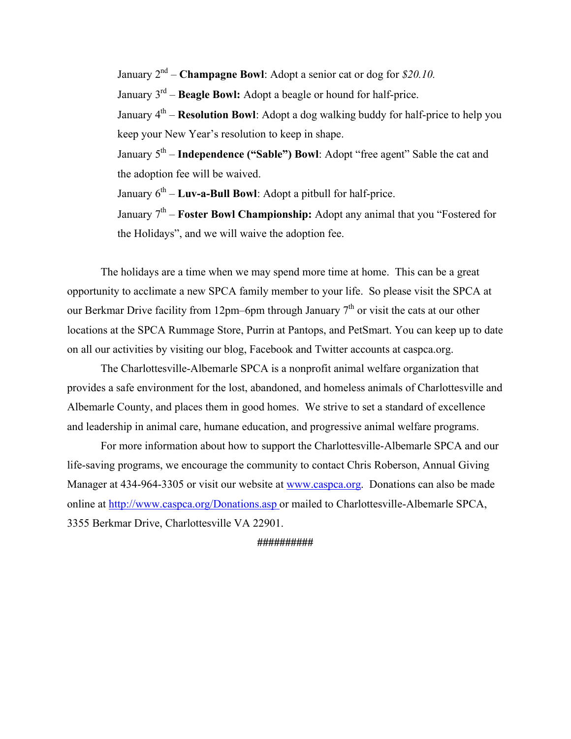January 2nd – **Champagne Bowl**: Adopt a senior cat or dog for *$20.10.*

January 3rd – **Beagle Bowl:** Adopt a beagle or hound for half-price.

January 4th – **Resolution Bowl**: Adopt a dog walking buddy for half-price to help you keep your New Year's resolution to keep in shape.

January 5th – **Independence ("Sable") Bowl**: Adopt "free agent" Sable the cat and the adoption fee will be waived.

January 6th – **Luv-a-Bull Bowl**: Adopt a pitbull for half-price.

January 7th – **Foster Bowl Championship:** Adopt any animal that you "Fostered for the Holidays", and we will waive the adoption fee.

The holidays are a time when we may spend more time at home. This can be a great opportunity to acclimate a new SPCA family member to your life. So please visit the SPCA at our Berkmar Drive facility from 12pm–6pm through January 7th or visit the cats at our other locations at the SPCA Rummage Store, Purrin at Pantops, and PetSmart. You can keep up to date on all our activities by visiting our blog, Facebook and Twitter accounts at caspca.org.

The Charlottesville-Albemarle SPCA is a nonprofit animal welfare organization that provides a safe environment for the lost, abandoned, and homeless animals of Charlottesville and Albemarle County, and places them in good homes. We strive to set a standard of excellence and leadership in animal care, humane education, and progressive animal welfare programs.

For more information about how to support the Charlottesville-Albemarle SPCA and our life-saving programs, we encourage the community to contact Chris Roberson, Annual Giving Manager at 434-964-3305 or visit our website at [www.caspca.org](www.caspca.org). Donations can also be made online at [http://www.caspca.org/Donations.asp](http://www.caspca.org/Donations.asp) or mailed to Charlottesville-Albemarle SPCA, 3355 Berkmar Drive, Charlottesville VA 22901.

##########